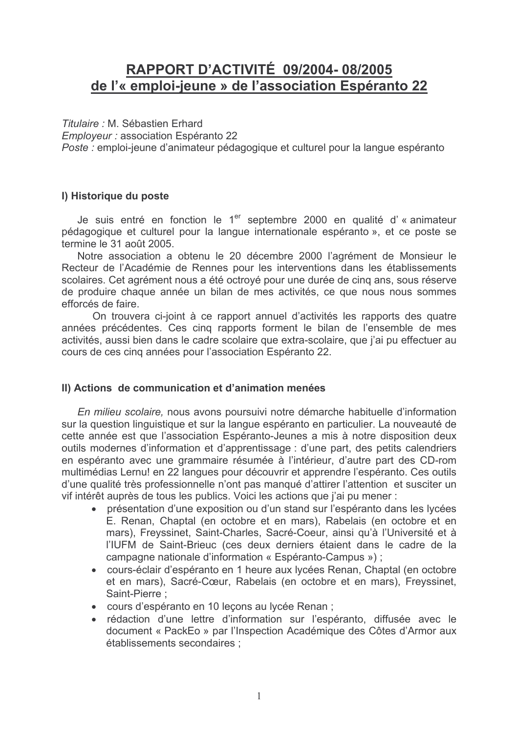# RAPPORT D'ACTIVITÉ 09/2004- 08/2005
# de l'« emploi-jeune » de l'association Espéranto 22

*Titulaire :* M. Sébastien Erhard
*Employeur :* association Espéranto 22
*Poste :* emploi-jeune d'animateur pédagogique et culturel pour la langue espéranto

## I) Historique du poste

Je suis entré en fonction le 1er septembre 2000 en qualité d' « animateur pédagogique et culturel pour la langue internationale espéranto », et ce poste se termine le 31 août 2005.

Notre association a obtenu le 20 décembre 2000 l'agrément de Monsieur le Recteur de l'Académie de Rennes pour les interventions dans les établissements scolaires. Cet agrément nous a été octroyé pour une durée de cinq ans, sous réserve de produire chaque année un bilan de mes activités, ce que nous nous sommes efforcés de faire.

On trouvera ci-joint à ce rapport annuel d'activités les rapports des quatre années précédentes. Ces cinq rapports forment le bilan de l'ensemble de mes activités, aussi bien dans le cadre scolaire que extra-scolaire, que j'ai pu effectuer au cours de ces cinq années pour l'association Espéranto 22.

## II) Actions de communication et d'animation menées

*En milieu scolaire,* nous avons poursuivi notre démarche habituelle d'information sur la question linguistique et sur la langue espéranto en particulier. La nouveauté de cette année est que l'association Espéranto-Jeunes a mis à notre disposition deux outils modernes d'information et d'apprentissage : d'une part, des petits calendriers en espéranto avec une grammaire résumée à l'intérieur, d'autre part des CD-rom multimédias Lernu! en 22 langues pour découvrir et apprendre l'espéranto. Ces outils d'une qualité très professionnelle n'ont pas manqué d'attirer l'attention et susciter un vif intérêt auprès de tous les publics. Voici les actions que j'ai pu mener :

- présentation d'une exposition ou d'un stand sur l'espéranto dans les lycées E. Renan, Chaptal (en octobre et en mars), Rabelais (en octobre et en mars), Freyssinet, Saint-Charles, Sacré-Coeur, ainsi qu'à l'Université et à l'IUFM de Saint-Brieuc (ces deux derniers étaient dans le cadre de la campagne nationale d'information « Espéranto-Campus ») ;
- cours-éclair d'espéranto en 1 heure aux lycées Renan, Chaptal (en octobre et en mars), Sacré-Cœur, Rabelais (en octobre et en mars), Freyssinet, Saint-Pierre ;
- cours d'espéranto en 10 leçons au lycée Renan ;
- rédaction d'une lettre d'information sur l'espéranto, diffusée avec le document « PackEo » par l'Inspection Académique des Côtes d'Armor aux établissements secondaires ;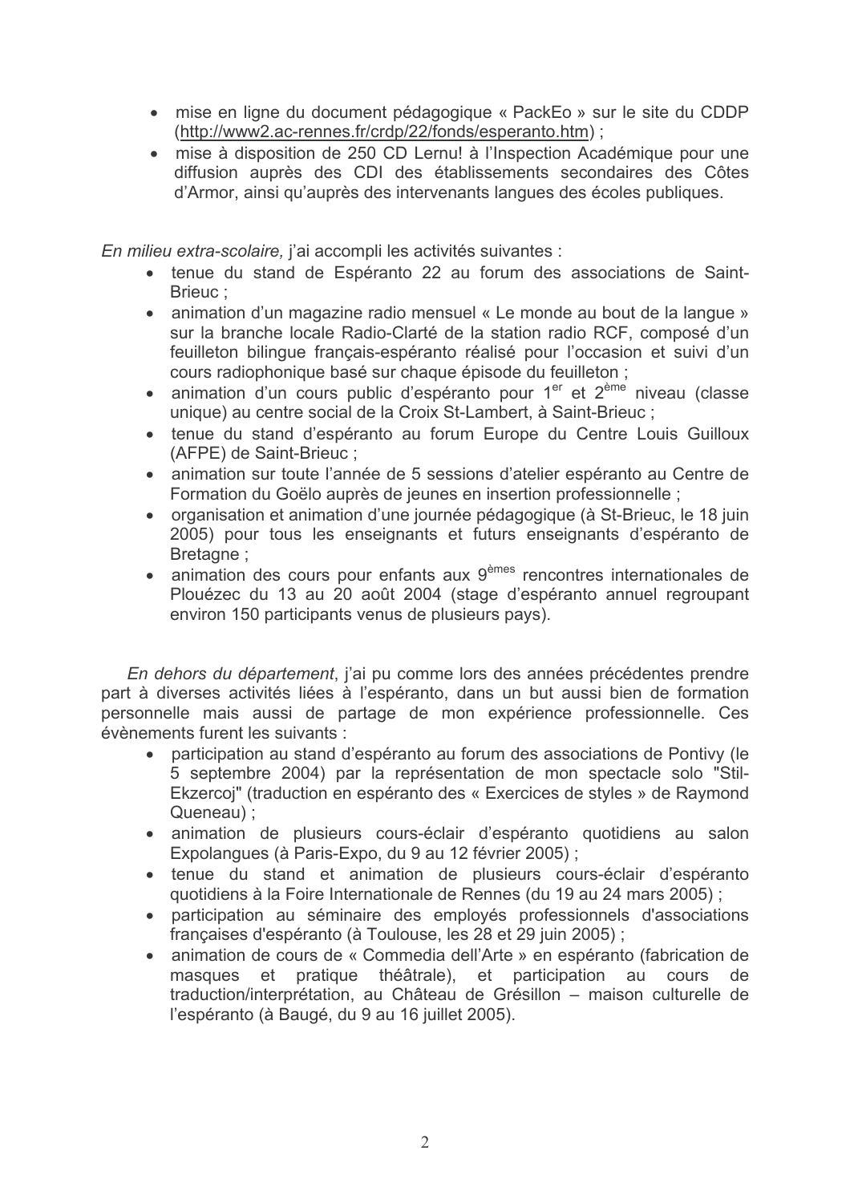- mise en ligne du document pédagogique « PackEo » sur le site du CDDP (http://www2.ac-rennes.fr/crdp/22/fonds/esperanto.htm) ;
- mise à disposition de 250 CD Lernu! à l'Inspection Académique pour une diffusion auprès des CDI des établissements secondaires des Côtes d'Armor, ainsi qu'auprès des intervenants langues des écoles publiques.

*En milieu extra-scolaire,* j'ai accompli les activités suivantes :

- tenue du stand de Espéranto 22 au forum des associations de Saint-Brieuc ;
- animation d'un magazine radio mensuel « Le monde au bout de la langue » sur la branche locale Radio-Clarté de la station radio RCF, composé d'un feuilleton bilingue français-espéranto réalisé pour l'occasion et suivi d'un cours radiophonique basé sur chaque épisode du feuilleton ;
- animation d'un cours public d'espéranto pour 1er et 2ème niveau (classe unique) au centre social de la Croix St-Lambert, à Saint-Brieuc ;
- tenue du stand d'espéranto au forum Europe du Centre Louis Guilloux (AFPE) de Saint-Brieuc ;
- animation sur toute l'année de 5 sessions d'atelier espéranto au Centre de Formation du Goëlo auprès de jeunes en insertion professionnelle ;
- organisation et animation d'une journée pédagogique (à St-Brieuc, le 18 juin 2005) pour tous les enseignants et futurs enseignants d'espéranto de Bretagne ;
- animation des cours pour enfants aux 9èmes rencontres internationales de Plouézec du 13 au 20 août 2004 (stage d'espéranto annuel regroupant environ 150 participants venus de plusieurs pays).

*En dehors du département*, j'ai pu comme lors des années précédentes prendre part à diverses activités liées à l'espéranto, dans un but aussi bien de formation personnelle mais aussi de partage de mon expérience professionnelle. Ces évènements furent les suivants :

- participation au stand d'espéranto au forum des associations de Pontivy (le 5 septembre 2004) par la représentation de mon spectacle solo "Stil-Ekzercoj" (traduction en espéranto des « Exercices de styles » de Raymond Queneau) ;
- animation de plusieurs cours-éclair d'espéranto quotidiens au salon Expolangues (à Paris-Expo, du 9 au 12 février 2005) ;
- tenue du stand et animation de plusieurs cours-éclair d'espéranto quotidiens à la Foire Internationale de Rennes (du 19 au 24 mars 2005) ;
- participation au séminaire des employés professionnels d'associations françaises d'espéranto (à Toulouse, les 28 et 29 juin 2005) ;
- animation de cours de « Commedia dell'Arte » en espéranto (fabrication de masques et pratique théâtrale), et participation au cours de traduction/interprétation, au Château de Grésillon – maison culturelle de l'espéranto (à Baugé, du 9 au 16 juillet 2005).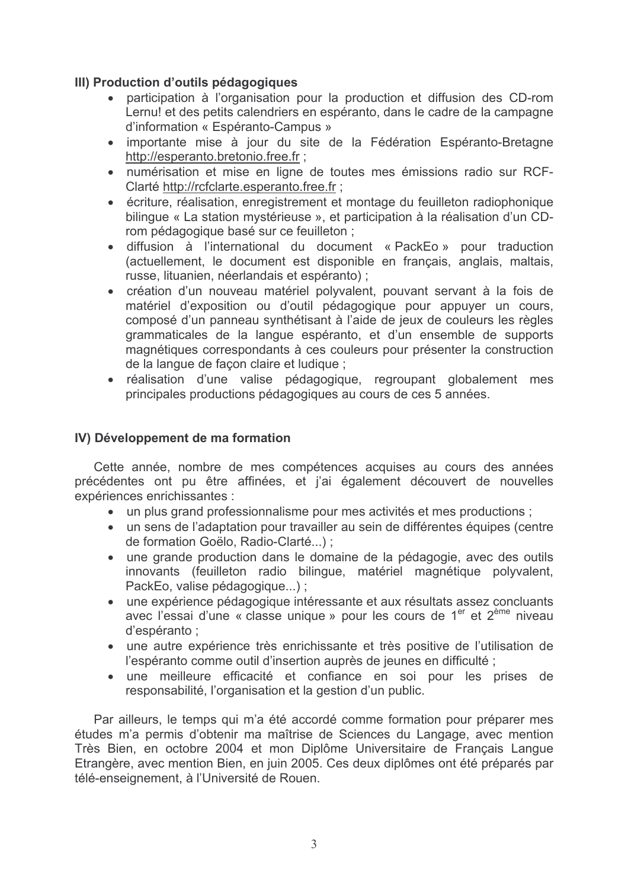### III) Production d'outils pédagogiques

- participation à l'organisation pour la production et diffusion des CD-rom Lernu! et des petits calendriers en espéranto, dans le cadre de la campagne d'information « Espéranto-Campus »
- importante mise à jour du site de la Fédération Espéranto-Bretagne http://esperanto.bretonio.free.fr ;
- numérisation et mise en ligne de toutes mes émissions radio sur RCF-Clarté http://rcfclarte.esperanto.free.fr ;
- écriture, réalisation, enregistrement et montage du feuilleton radiophonique bilingue « La station mystérieuse », et participation à la réalisation d'un CD-rom pédagogique basé sur ce feuilleton ;
- diffusion à l'international du document « PackEo » pour traduction (actuellement, le document est disponible en français, anglais, maltais, russe, lituanien, néerlandais et espéranto) ;
- création d'un nouveau matériel polyvalent, pouvant servant à la fois de matériel d'exposition ou d'outil pédagogique pour appuyer un cours, composé d'un panneau synthétisant à l'aide de jeux de couleurs les règles grammaticales de la langue espéranto, et d'un ensemble de supports magnétiques correspondants à ces couleurs pour présenter la construction de la langue de façon claire et ludique ;
- réalisation d'une valise pédagogique, regroupant globalement mes principales productions pédagogiques au cours de ces 5 années.

### IV) Développement de ma formation

Cette année, nombre de mes compétences acquises au cours des années précédentes ont pu être affinées, et j'ai également découvert de nouvelles expériences enrichissantes :

- un plus grand professionnalisme pour mes activités et mes productions ;
- un sens de l'adaptation pour travailler au sein de différentes équipes (centre de formation Goëlo, Radio-Clarté...) ;
- une grande production dans le domaine de la pédagogie, avec des outils innovants (feuilleton radio bilingue, matériel magnétique polyvalent, PackEo, valise pédagogique...) ;
- une expérience pédagogique intéressante et aux résultats assez concluants avec l'essai d'une « classe unique » pour les cours de 1er et 2ème niveau d'espéranto ;
- une autre expérience très enrichissante et très positive de l'utilisation de l'espéranto comme outil d'insertion auprès de jeunes en difficulté ;
- une meilleure efficacité et confiance en soi pour les prises de responsabilité, l'organisation et la gestion d'un public.

Par ailleurs, le temps qui m'a été accordé comme formation pour préparer mes études m'a permis d'obtenir ma maîtrise de Sciences du Langage, avec mention Très Bien, en octobre 2004 et mon Diplôme Universitaire de Français Langue Etrangère, avec mention Bien, en juin 2005. Ces deux diplômes ont été préparés par télé-enseignement, à l'Université de Rouen.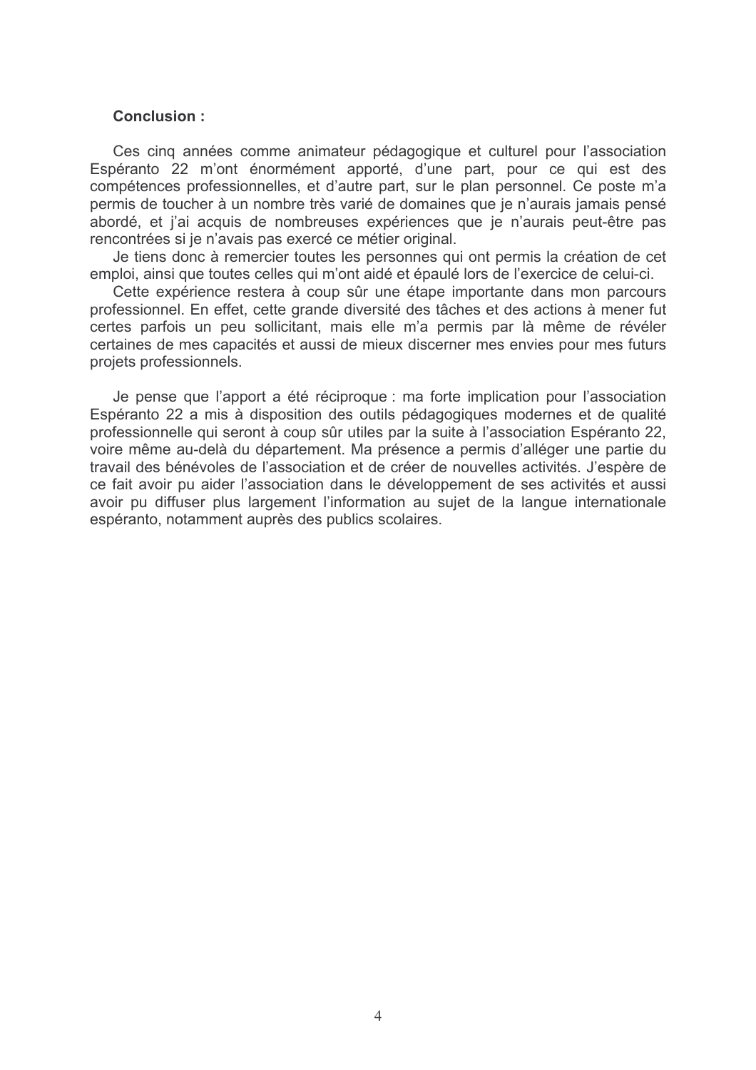**Conclusion :**

Ces cinq années comme animateur pédagogique et culturel pour l'association Espéranto 22 m'ont énormément apporté, d'une part, pour ce qui est des compétences professionnelles, et d'autre part, sur le plan personnel. Ce poste m'a permis de toucher à un nombre très varié de domaines que je n'aurais jamais pensé abordé, et j'ai acquis de nombreuses expériences que je n'aurais peut-être pas rencontrées si je n'avais pas exercé ce métier original.

Je tiens donc à remercier toutes les personnes qui ont permis la création de cet emploi, ainsi que toutes celles qui m'ont aidé et épaulé lors de l'exercice de celui-ci.

Cette expérience restera à coup sûr une étape importante dans mon parcours professionnel. En effet, cette grande diversité des tâches et des actions à mener fut certes parfois un peu sollicitant, mais elle m'a permis par là même de révéler certaines de mes capacités et aussi de mieux discerner mes envies pour mes futurs projets professionnels.

Je pense que l'apport a été réciproque : ma forte implication pour l'association Espéranto 22 a mis à disposition des outils pédagogiques modernes et de qualité professionnelle qui seront à coup sûr utiles par la suite à l'association Espéranto 22, voire même au-delà du département. Ma présence a permis d'alléger une partie du travail des bénévoles de l'association et de créer de nouvelles activités. J'espère de ce fait avoir pu aider l'association dans le développement de ses activités et aussi avoir pu diffuser plus largement l'information au sujet de la langue internationale espéranto, notamment auprès des publics scolaires.